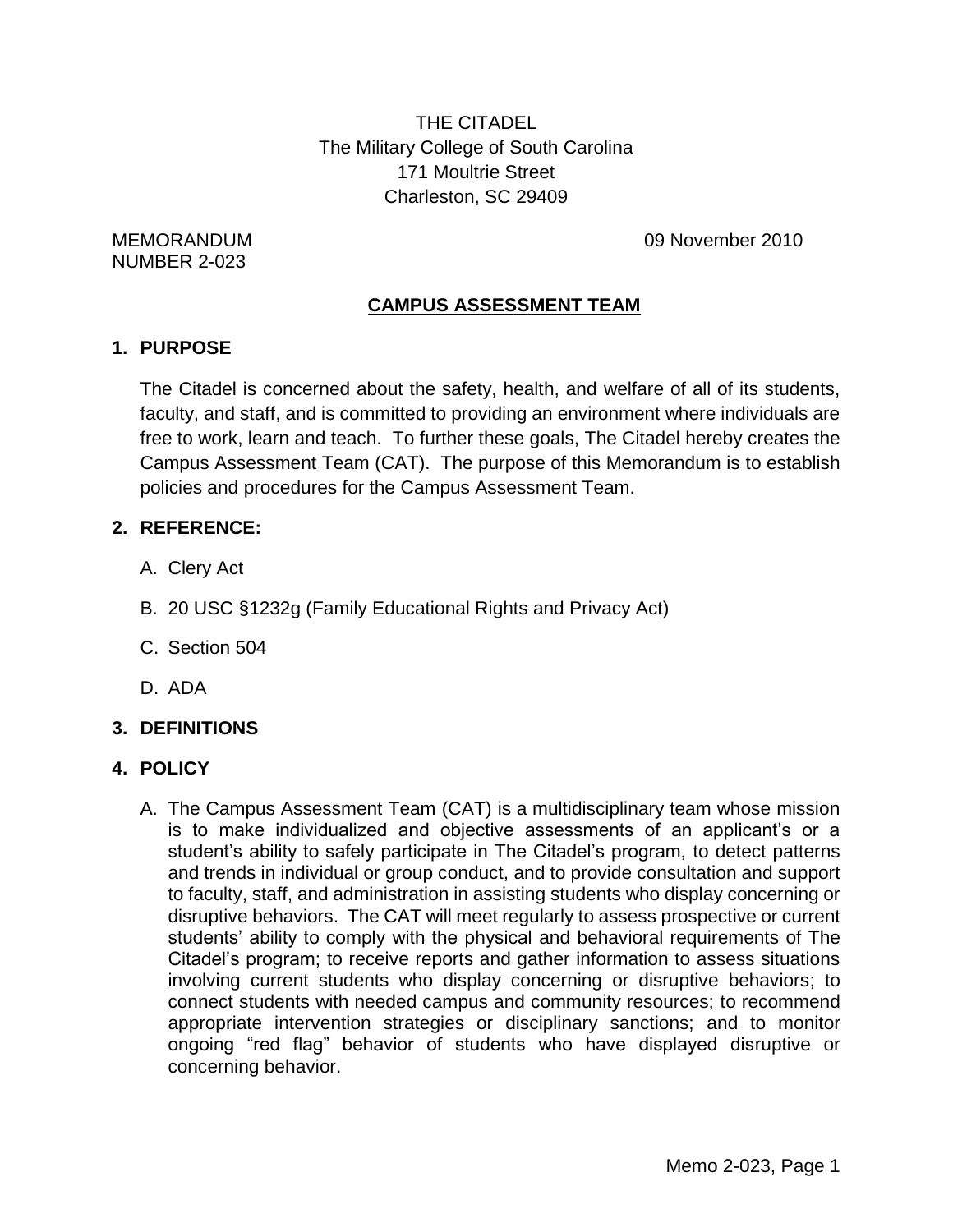THE CITADEL
The Military College of South Carolina
171 Moultrie Street
Charleston, SC 29409

MEMORANDUM
NUMBER 2-023

09 November 2010

## CAMPUS ASSESSMENT TEAM

### 1. PURPOSE

The Citadel is concerned about the safety, health, and welfare of all of its students, faculty, and staff, and is committed to providing an environment where individuals are free to work, learn and teach. To further these goals, The Citadel hereby creates the Campus Assessment Team (CAT). The purpose of this Memorandum is to establish policies and procedures for the Campus Assessment Team.

### 2. REFERENCE:

A. Clery Act

B. 20 USC §1232g (Family Educational Rights and Privacy Act)

C. Section 504

D. ADA

### 3. DEFINITIONS

### 4. POLICY

A. The Campus Assessment Team (CAT) is a multidisciplinary team whose mission is to make individualized and objective assessments of an applicant's or a student's ability to safely participate in The Citadel's program, to detect patterns and trends in individual or group conduct, and to provide consultation and support to faculty, staff, and administration in assisting students who display concerning or disruptive behaviors. The CAT will meet regularly to assess prospective or current students' ability to comply with the physical and behavioral requirements of The Citadel's program; to receive reports and gather information to assess situations involving current students who display concerning or disruptive behaviors; to connect students with needed campus and community resources; to recommend appropriate intervention strategies or disciplinary sanctions; and to monitor ongoing "red flag" behavior of students who have displayed disruptive or concerning behavior.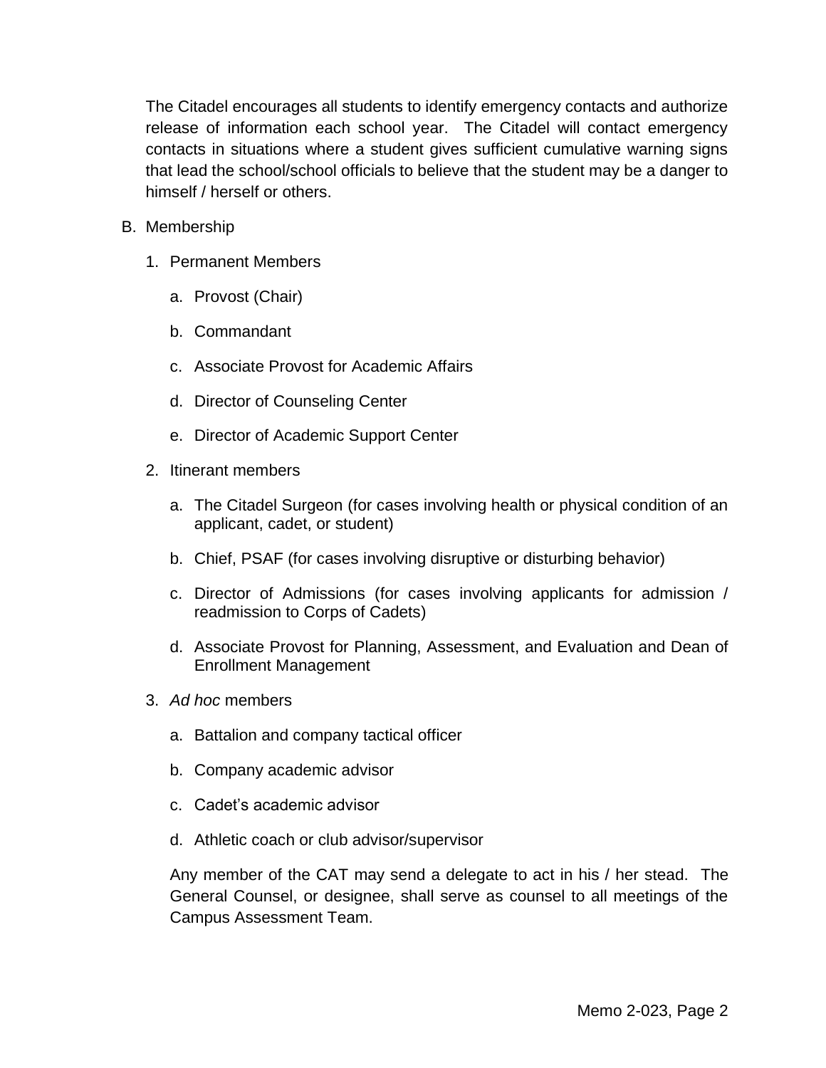The Citadel encourages all students to identify emergency contacts and authorize release of information each school year. The Citadel will contact emergency contacts in situations where a student gives sufficient cumulative warning signs that lead the school/school officials to believe that the student may be a danger to himself / herself or others.

B. Membership

1. Permanent Members

   a. Provost (Chair)

   b. Commandant

   c. Associate Provost for Academic Affairs

   d. Director of Counseling Center

   e. Director of Academic Support Center

2. Itinerant members

   a. The Citadel Surgeon (for cases involving health or physical condition of an applicant, cadet, or student)

   b. Chief, PSAF (for cases involving disruptive or disturbing behavior)

   c. Director of Admissions (for cases involving applicants for admission / readmission to Corps of Cadets)

   d. Associate Provost for Planning, Assessment, and Evaluation and Dean of Enrollment Management

3. *Ad hoc* members

   a. Battalion and company tactical officer

   b. Company academic advisor

   c. Cadet's academic advisor

   d. Athletic coach or club advisor/supervisor

   Any member of the CAT may send a delegate to act in his / her stead. The General Counsel, or designee, shall serve as counsel to all meetings of the Campus Assessment Team.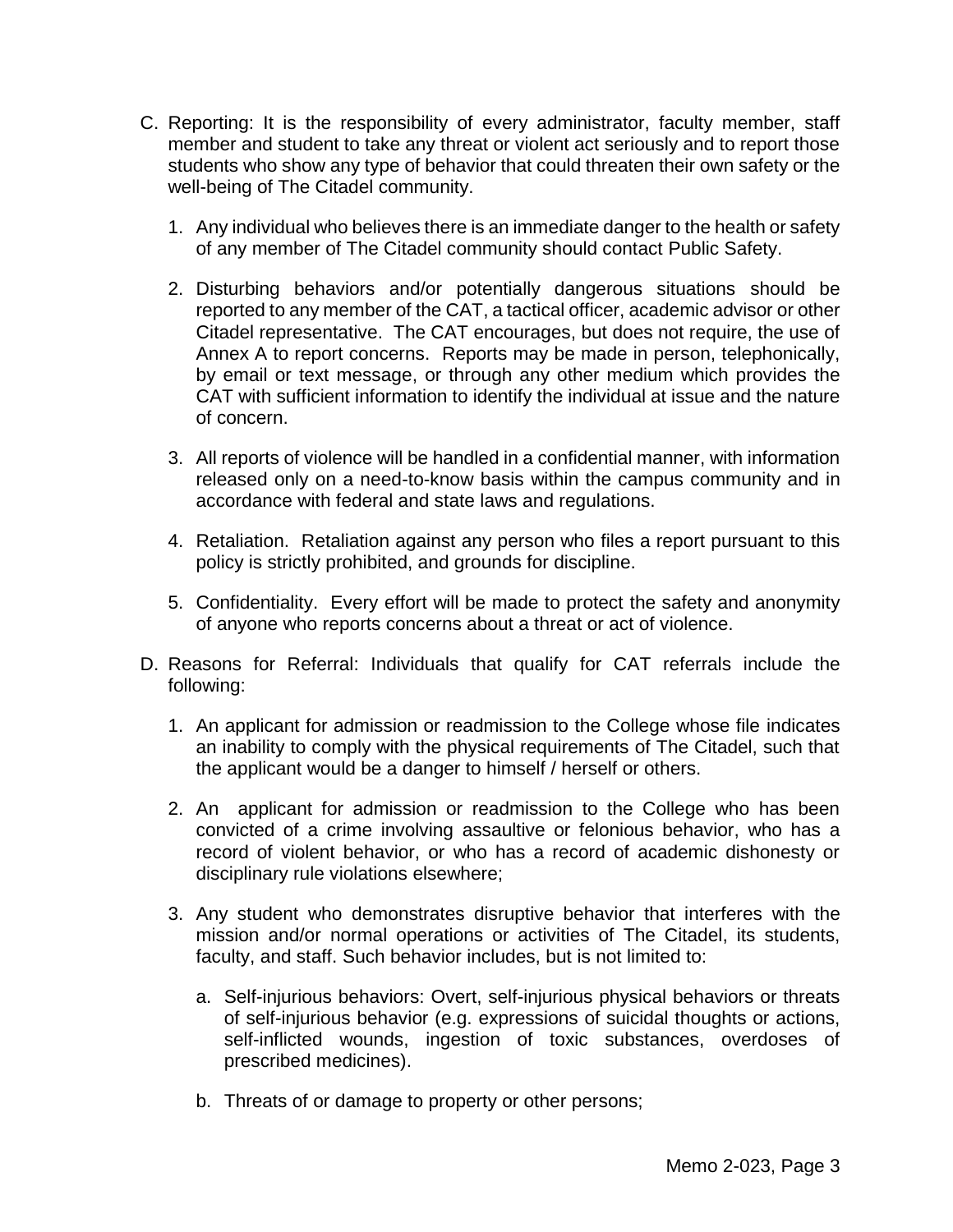C. Reporting: It is the responsibility of every administrator, faculty member, staff member and student to take any threat or violent act seriously and to report those students who show any type of behavior that could threaten their own safety or the well-being of The Citadel community.

   1. Any individual who believes there is an immediate danger to the health or safety of any member of The Citadel community should contact Public Safety.

   2. Disturbing behaviors and/or potentially dangerous situations should be reported to any member of the CAT, a tactical officer, academic advisor or other Citadel representative. The CAT encourages, but does not require, the use of Annex A to report concerns. Reports may be made in person, telephonically, by email or text message, or through any other medium which provides the CAT with sufficient information to identify the individual at issue and the nature of concern.

   3. All reports of violence will be handled in a confidential manner, with information released only on a need-to-know basis within the campus community and in accordance with federal and state laws and regulations.

   4. Retaliation. Retaliation against any person who files a report pursuant to this policy is strictly prohibited, and grounds for discipline.

   5. Confidentiality. Every effort will be made to protect the safety and anonymity of anyone who reports concerns about a threat or act of violence.

D. Reasons for Referral: Individuals that qualify for CAT referrals include the following:

   1. An applicant for admission or readmission to the College whose file indicates an inability to comply with the physical requirements of The Citadel, such that the applicant would be a danger to himself / herself or others.

   2. An applicant for admission or readmission to the College who has been convicted of a crime involving assaultive or felonious behavior, who has a record of violent behavior, or who has a record of academic dishonesty or disciplinary rule violations elsewhere;

   3. Any student who demonstrates disruptive behavior that interferes with the mission and/or normal operations or activities of The Citadel, its students, faculty, and staff. Such behavior includes, but is not limited to:

      a. Self-injurious behaviors: Overt, self-injurious physical behaviors or threats of self-injurious behavior (e.g. expressions of suicidal thoughts or actions, self-inflicted wounds, ingestion of toxic substances, overdoses of prescribed medicines).

      b. Threats of or damage to property or other persons;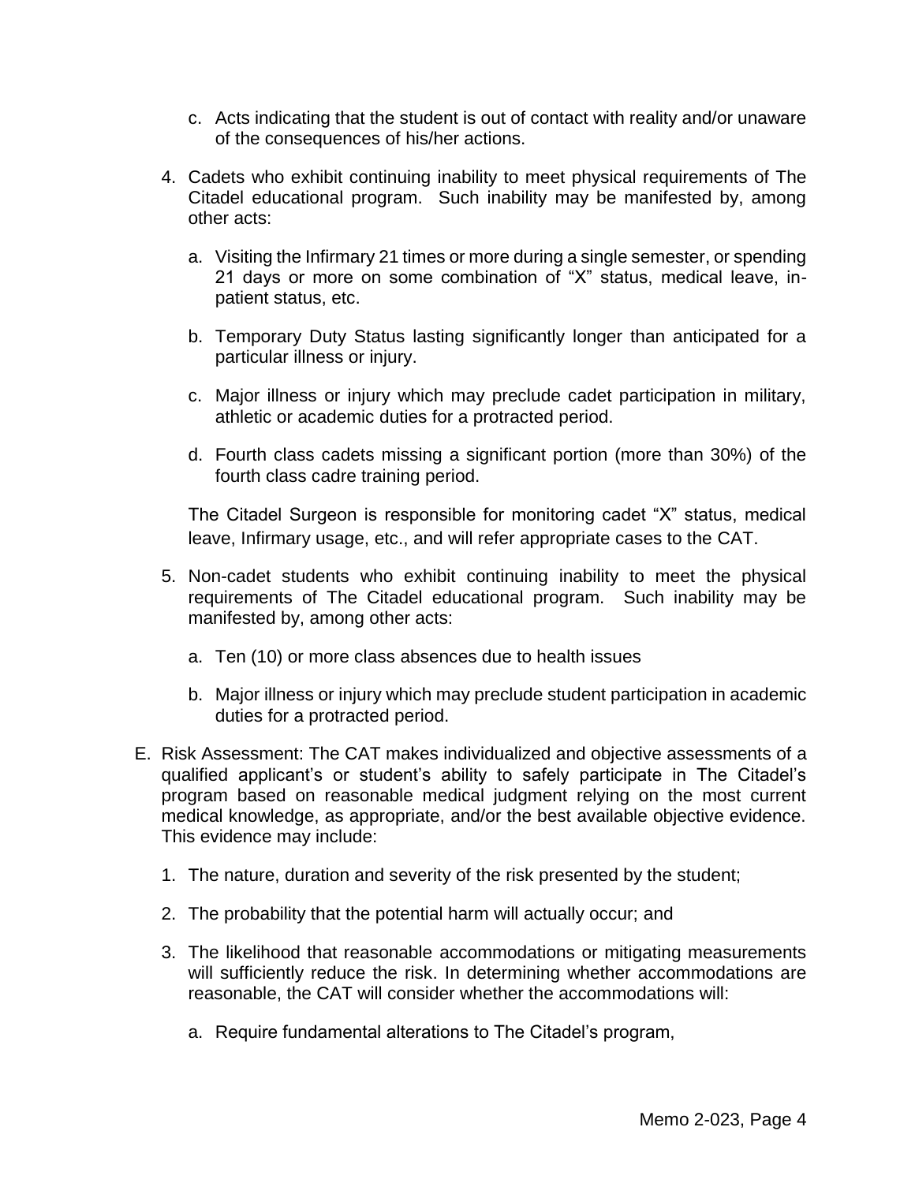c. Acts indicating that the student is out of contact with reality and/or unaware of the consequences of his/her actions.

4. Cadets who exhibit continuing inability to meet physical requirements of The Citadel educational program. Such inability may be manifested by, among other acts:

   a. Visiting the Infirmary 21 times or more during a single semester, or spending 21 days or more on some combination of "X" status, medical leave, in-patient status, etc.

   b. Temporary Duty Status lasting significantly longer than anticipated for a particular illness or injury.

   c. Major illness or injury which may preclude cadet participation in military, athletic or academic duties for a protracted period.

   d. Fourth class cadets missing a significant portion (more than 30%) of the fourth class cadre training period.

   The Citadel Surgeon is responsible for monitoring cadet "X" status, medical leave, Infirmary usage, etc., and will refer appropriate cases to the CAT.

5. Non-cadet students who exhibit continuing inability to meet the physical requirements of The Citadel educational program. Such inability may be manifested by, among other acts:

   a. Ten (10) or more class absences due to health issues

   b. Major illness or injury which may preclude student participation in academic duties for a protracted period.

E. Risk Assessment: The CAT makes individualized and objective assessments of a qualified applicant's or student's ability to safely participate in The Citadel's program based on reasonable medical judgment relying on the most current medical knowledge, as appropriate, and/or the best available objective evidence. This evidence may include:

   1. The nature, duration and severity of the risk presented by the student;

   2. The probability that the potential harm will actually occur; and

   3. The likelihood that reasonable accommodations or mitigating measurements will sufficiently reduce the risk. In determining whether accommodations are reasonable, the CAT will consider whether the accommodations will:

      a. Require fundamental alterations to The Citadel's program,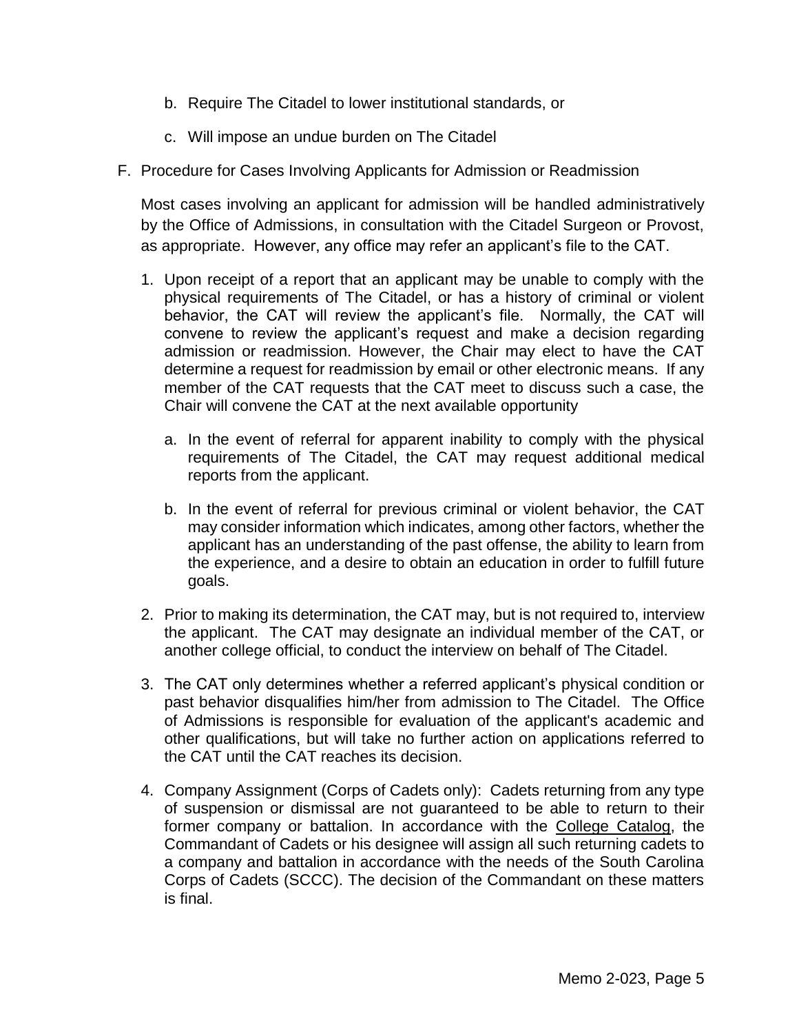b. Require The Citadel to lower institutional standards, or

c. Will impose an undue burden on The Citadel

F. Procedure for Cases Involving Applicants for Admission or Readmission

Most cases involving an applicant for admission will be handled administratively by the Office of Admissions, in consultation with the Citadel Surgeon or Provost, as appropriate. However, any office may refer an applicant's file to the CAT.

1. Upon receipt of a report that an applicant may be unable to comply with the physical requirements of The Citadel, or has a history of criminal or violent behavior, the CAT will review the applicant's file. Normally, the CAT will convene to review the applicant's request and make a decision regarding admission or readmission. However, the Chair may elect to have the CAT determine a request for readmission by email or other electronic means. If any member of the CAT requests that the CAT meet to discuss such a case, the Chair will convene the CAT at the next available opportunity

   a. In the event of referral for apparent inability to comply with the physical requirements of The Citadel, the CAT may request additional medical reports from the applicant.

   b. In the event of referral for previous criminal or violent behavior, the CAT may consider information which indicates, among other factors, whether the applicant has an understanding of the past offense, the ability to learn from the experience, and a desire to obtain an education in order to fulfill future goals.

2. Prior to making its determination, the CAT may, but is not required to, interview the applicant. The CAT may designate an individual member of the CAT, or another college official, to conduct the interview on behalf of The Citadel.

3. The CAT only determines whether a referred applicant's physical condition or past behavior disqualifies him/her from admission to The Citadel. The Office of Admissions is responsible for evaluation of the applicant's academic and other qualifications, but will take no further action on applications referred to the CAT until the CAT reaches its decision.

4. Company Assignment (Corps of Cadets only): Cadets returning from any type of suspension or dismissal are not guaranteed to be able to return to their former company or battalion. In accordance with the College Catalog, the Commandant of Cadets or his designee will assign all such returning cadets to a company and battalion in accordance with the needs of the South Carolina Corps of Cadets (SCCC). The decision of the Commandant on these matters is final.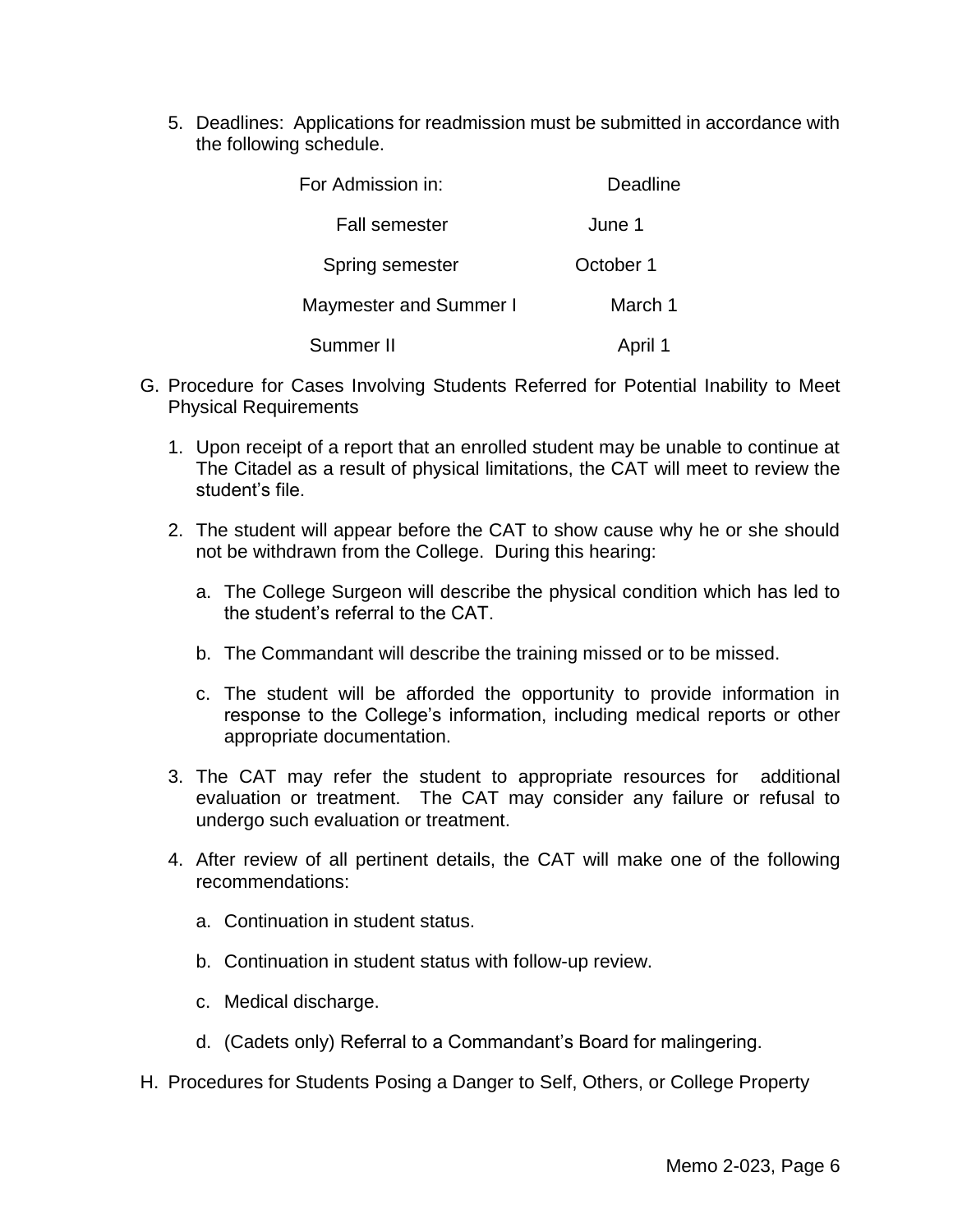5. Deadlines: Applications for readmission must be submitted in accordance with the following schedule.

| For Admission in: | Deadline |
|---|---|
| Fall semester | June 1 |
| Spring semester | October 1 |
| Maymester and Summer I | March 1 |
| Summer II | April 1 |

G. Procedure for Cases Involving Students Referred for Potential Inability to Meet Physical Requirements

1. Upon receipt of a report that an enrolled student may be unable to continue at The Citadel as a result of physical limitations, the CAT will meet to review the student's file.

2. The student will appear before the CAT to show cause why he or she should not be withdrawn from the College. During this hearing:

   a. The College Surgeon will describe the physical condition which has led to the student's referral to the CAT.

   b. The Commandant will describe the training missed or to be missed.

   c. The student will be afforded the opportunity to provide information in response to the College's information, including medical reports or other appropriate documentation.

3. The CAT may refer the student to appropriate resources for additional evaluation or treatment. The CAT may consider any failure or refusal to undergo such evaluation or treatment.

4. After review of all pertinent details, the CAT will make one of the following recommendations:

   a. Continuation in student status.

   b. Continuation in student status with follow-up review.

   c. Medical discharge.

   d. (Cadets only) Referral to a Commandant's Board for malingering.

H. Procedures for Students Posing a Danger to Self, Others, or College Property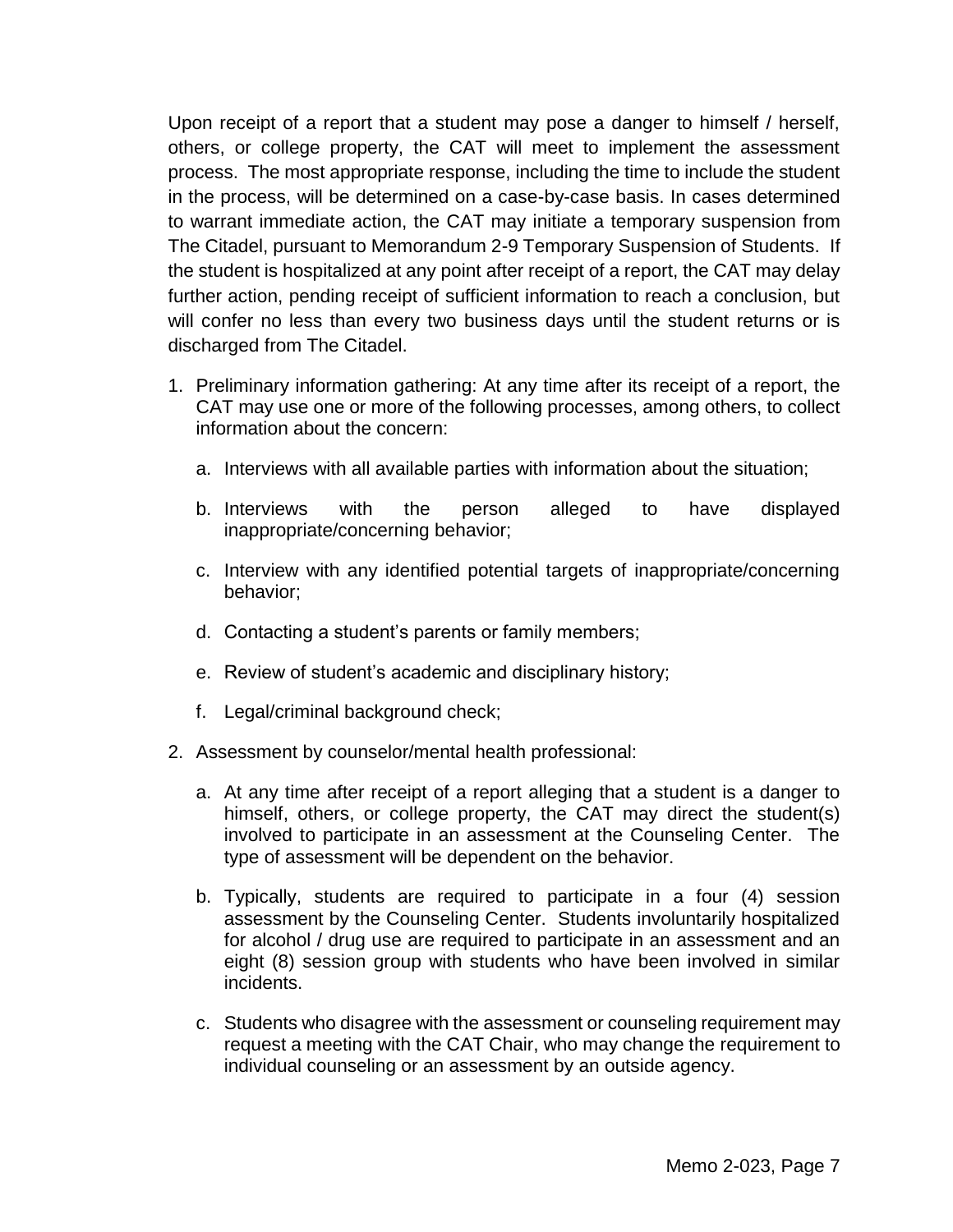Upon receipt of a report that a student may pose a danger to himself / herself, others, or college property, the CAT will meet to implement the assessment process. The most appropriate response, including the time to include the student in the process, will be determined on a case-by-case basis. In cases determined to warrant immediate action, the CAT may initiate a temporary suspension from The Citadel, pursuant to Memorandum 2-9 Temporary Suspension of Students. If the student is hospitalized at any point after receipt of a report, the CAT may delay further action, pending receipt of sufficient information to reach a conclusion, but will confer no less than every two business days until the student returns or is discharged from The Citadel.

1. Preliminary information gathering: At any time after its receipt of a report, the CAT may use one or more of the following processes, among others, to collect information about the concern:

   a. Interviews with all available parties with information about the situation;

   b. Interviews with the person alleged to have displayed inappropriate/concerning behavior;

   c. Interview with any identified potential targets of inappropriate/concerning behavior;

   d. Contacting a student's parents or family members;

   e. Review of student's academic and disciplinary history;

   f. Legal/criminal background check;

2. Assessment by counselor/mental health professional:

   a. At any time after receipt of a report alleging that a student is a danger to himself, others, or college property, the CAT may direct the student(s) involved to participate in an assessment at the Counseling Center. The type of assessment will be dependent on the behavior.

   b. Typically, students are required to participate in a four (4) session assessment by the Counseling Center. Students involuntarily hospitalized for alcohol / drug use are required to participate in an assessment and an eight (8) session group with students who have been involved in similar incidents.

   c. Students who disagree with the assessment or counseling requirement may request a meeting with the CAT Chair, who may change the requirement to individual counseling or an assessment by an outside agency.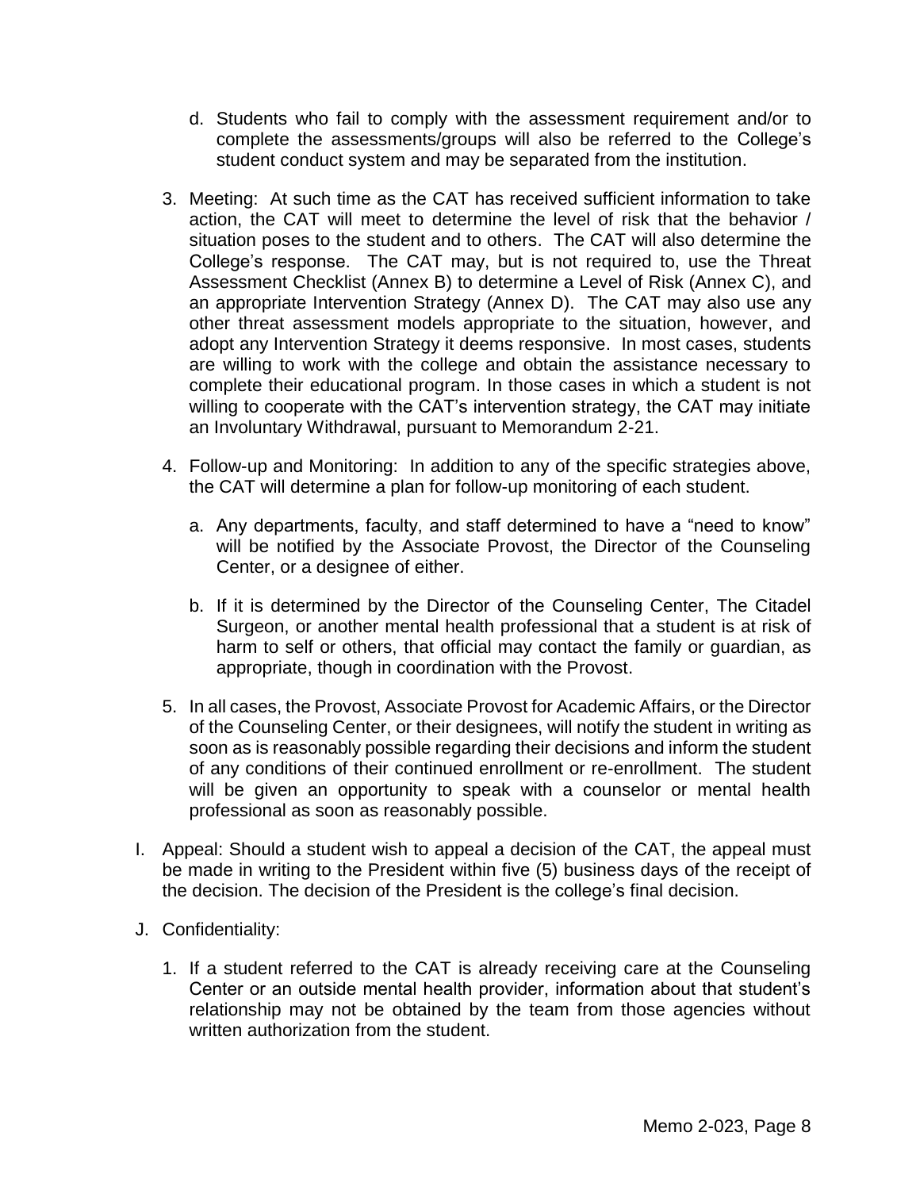d. Students who fail to comply with the assessment requirement and/or to complete the assessments/groups will also be referred to the College's student conduct system and may be separated from the institution.

3. Meeting: At such time as the CAT has received sufficient information to take action, the CAT will meet to determine the level of risk that the behavior / situation poses to the student and to others. The CAT will also determine the College's response. The CAT may, but is not required to, use the Threat Assessment Checklist (Annex B) to determine a Level of Risk (Annex C), and an appropriate Intervention Strategy (Annex D). The CAT may also use any other threat assessment models appropriate to the situation, however, and adopt any Intervention Strategy it deems responsive. In most cases, students are willing to work with the college and obtain the assistance necessary to complete their educational program. In those cases in which a student is not willing to cooperate with the CAT's intervention strategy, the CAT may initiate an Involuntary Withdrawal, pursuant to Memorandum 2-21.

4. Follow-up and Monitoring: In addition to any of the specific strategies above, the CAT will determine a plan for follow-up monitoring of each student.

   a. Any departments, faculty, and staff determined to have a "need to know" will be notified by the Associate Provost, the Director of the Counseling Center, or a designee of either.

   b. If it is determined by the Director of the Counseling Center, The Citadel Surgeon, or another mental health professional that a student is at risk of harm to self or others, that official may contact the family or guardian, as appropriate, though in coordination with the Provost.

5. In all cases, the Provost, Associate Provost for Academic Affairs, or the Director of the Counseling Center, or their designees, will notify the student in writing as soon as is reasonably possible regarding their decisions and inform the student of any conditions of their continued enrollment or re-enrollment. The student will be given an opportunity to speak with a counselor or mental health professional as soon as reasonably possible.

I. Appeal: Should a student wish to appeal a decision of the CAT, the appeal must be made in writing to the President within five (5) business days of the receipt of the decision. The decision of the President is the college's final decision.

J. Confidentiality:

1. If a student referred to the CAT is already receiving care at the Counseling Center or an outside mental health provider, information about that student's relationship may not be obtained by the team from those agencies without written authorization from the student.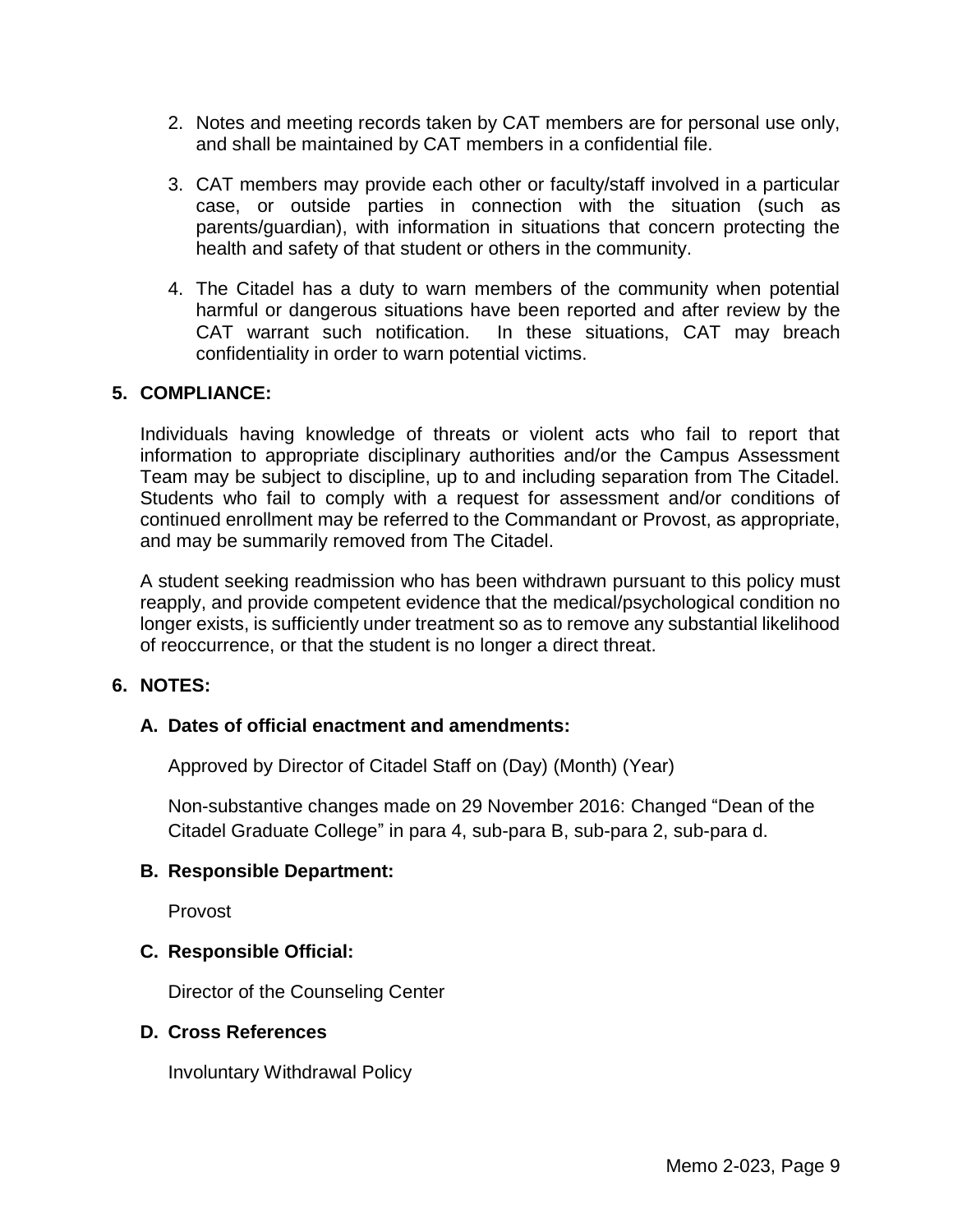2. Notes and meeting records taken by CAT members are for personal use only, and shall be maintained by CAT members in a confidential file.

3. CAT members may provide each other or faculty/staff involved in a particular case, or outside parties in connection with the situation (such as parents/guardian), with information in situations that concern protecting the health and safety of that student or others in the community.

4. The Citadel has a duty to warn members of the community when potential harmful or dangerous situations have been reported and after review by the CAT warrant such notification. In these situations, CAT may breach confidentiality in order to warn potential victims.

## 5. COMPLIANCE:

Individuals having knowledge of threats or violent acts who fail to report that information to appropriate disciplinary authorities and/or the Campus Assessment Team may be subject to discipline, up to and including separation from The Citadel. Students who fail to comply with a request for assessment and/or conditions of continued enrollment may be referred to the Commandant or Provost, as appropriate, and may be summarily removed from The Citadel.

A student seeking readmission who has been withdrawn pursuant to this policy must reapply, and provide competent evidence that the medical/psychological condition no longer exists, is sufficiently under treatment so as to remove any substantial likelihood of reoccurrence, or that the student is no longer a direct threat.

## 6. NOTES:

### A. Dates of official enactment and amendments:

Approved by Director of Citadel Staff on (Day) (Month) (Year)

Non-substantive changes made on 29 November 2016: Changed "Dean of the Citadel Graduate College" in para 4, sub-para B, sub-para 2, sub-para d.

### B. Responsible Department:

Provost

### C. Responsible Official:

Director of the Counseling Center

### D. Cross References

Involuntary Withdrawal Policy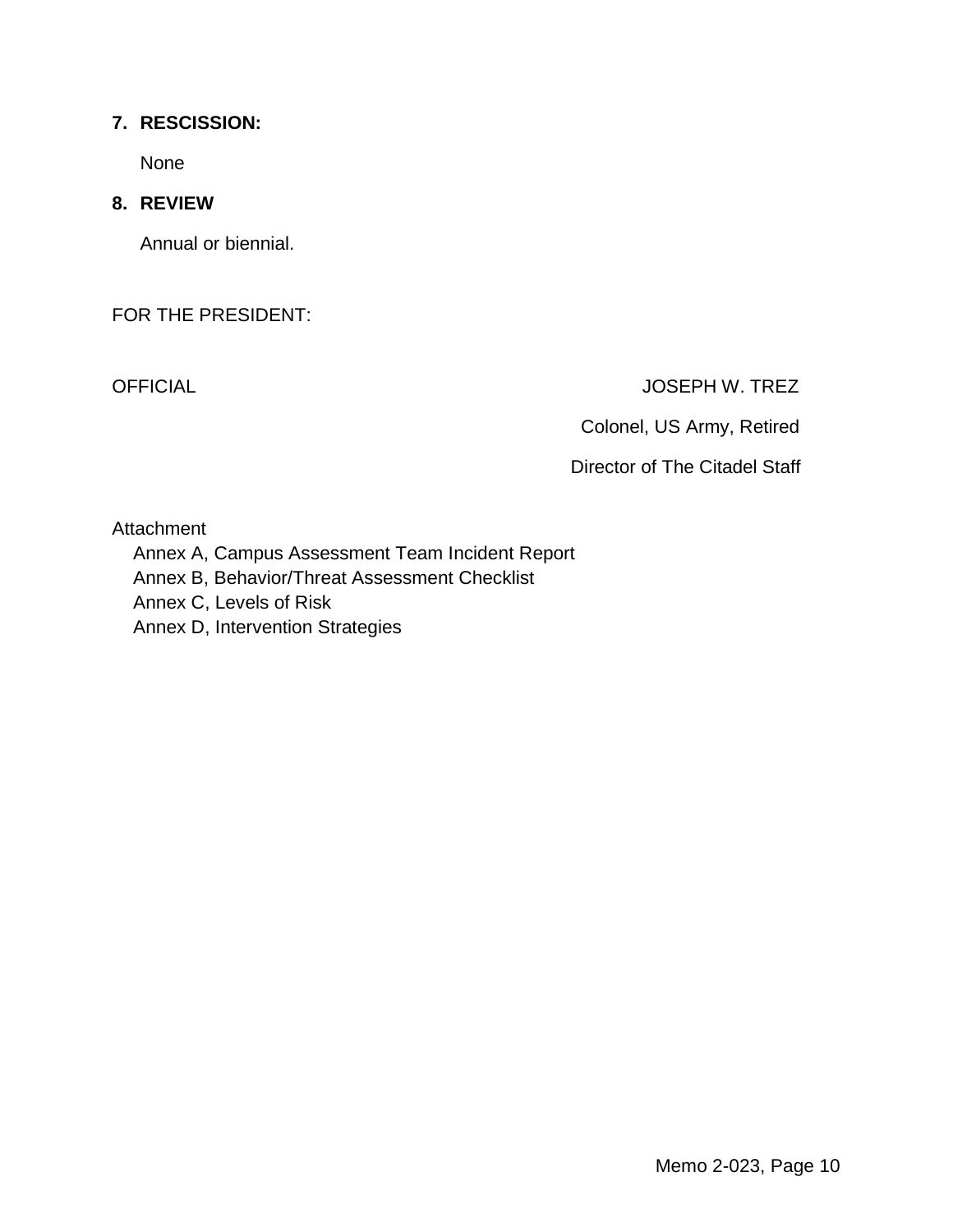**7. RESCISSION:**

None

**8. REVIEW**

Annual or biennial.

FOR THE PRESIDENT:

OFFICIAL

JOSEPH W. TREZ
Colonel, US Army, Retired
Director of The Citadel Staff

Attachment
- Annex A, Campus Assessment Team Incident Report
- Annex B, Behavior/Threat Assessment Checklist
- Annex C, Levels of Risk
- Annex D, Intervention Strategies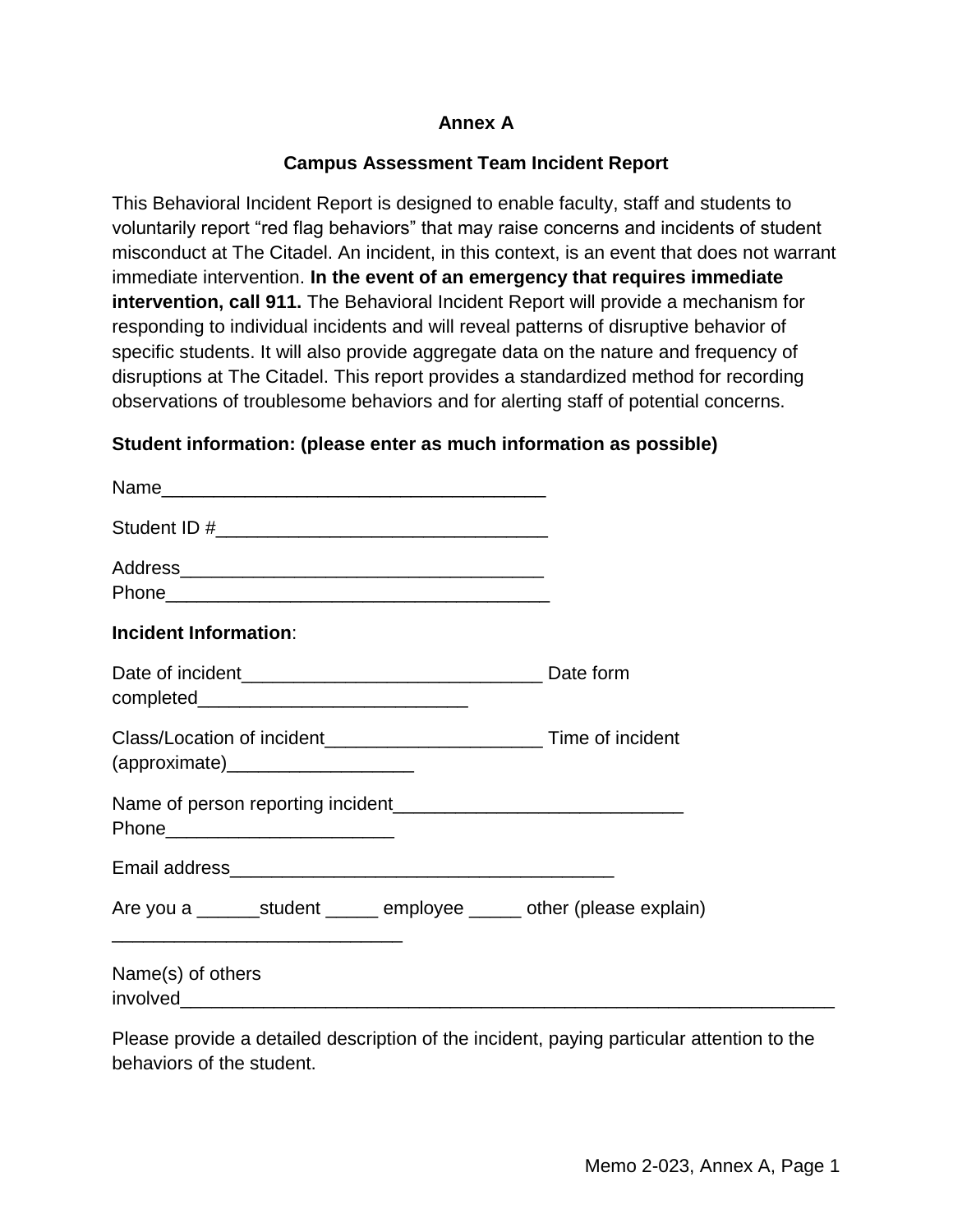## Annex A

### Campus Assessment Team Incident Report

This Behavioral Incident Report is designed to enable faculty, staff and students to voluntarily report "red flag behaviors" that may raise concerns and incidents of student misconduct at The Citadel. An incident, in this context, is an event that does not warrant immediate intervention. **In the event of an emergency that requires immediate intervention, call 911.** The Behavioral Incident Report will provide a mechanism for responding to individual incidents and will reveal patterns of disruptive behavior of specific students. It will also provide aggregate data on the nature and frequency of disruptions at The Citadel. This report provides a standardized method for recording observations of troublesome behaviors and for alerting staff of potential concerns.

**Student information: (please enter as much information as possible)**

Name_____________________________________

Student ID #________________________________

Address___________________________________
Phone_____________________________________

**Incident Information**:

Date of incident_____________________________ Date form completed__________________________

Class/Location of incident_____________________ Time of incident (approximate)__________________

Name of person reporting incident___________________________ Phone______________________

Email address_____________________________________

Are you a ______student _____ employee _____ other (please explain) ___________________________

Name(s) of others involved________________________________________________________________

Please provide a detailed description of the incident, paying particular attention to the behaviors of the student.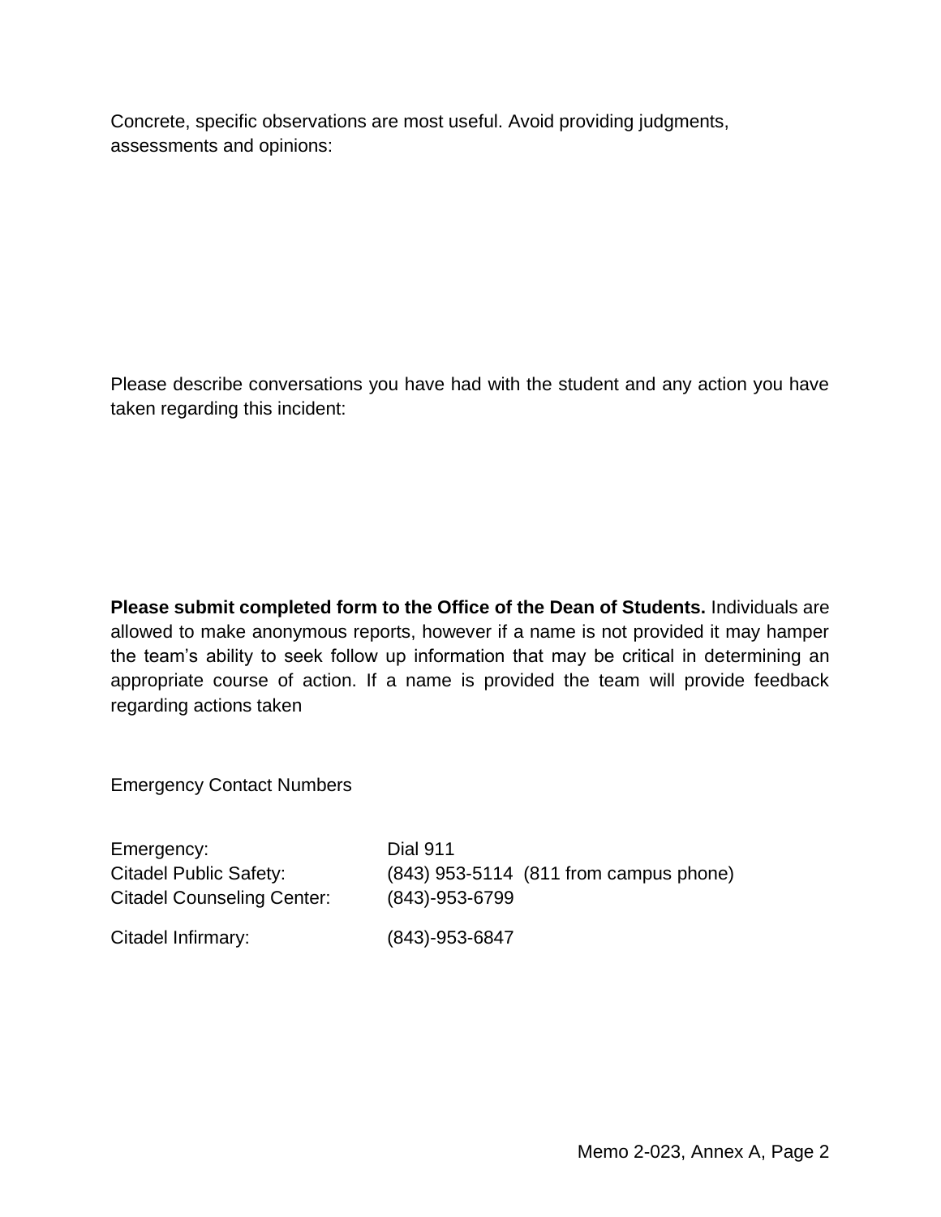Concrete, specific observations are most useful. Avoid providing judgments, assessments and opinions:

Please describe conversations you have had with the student and any action you have taken regarding this incident:

**Please submit completed form to the Office of the Dean of Students.** Individuals are allowed to make anonymous reports, however if a name is not provided it may hamper the team's ability to seek follow up information that may be critical in determining an appropriate course of action. If a name is provided the team will provide feedback regarding actions taken

Emergency Contact Numbers

| | |
|---|---|
| Emergency: | Dial 911 |
| Citadel Public Safety: | (843) 953-5114 (811 from campus phone) |
| Citadel Counseling Center: | (843)-953-6799 |
| Citadel Infirmary: | (843)-953-6847 |

Memo 2-023, Annex A, Page 2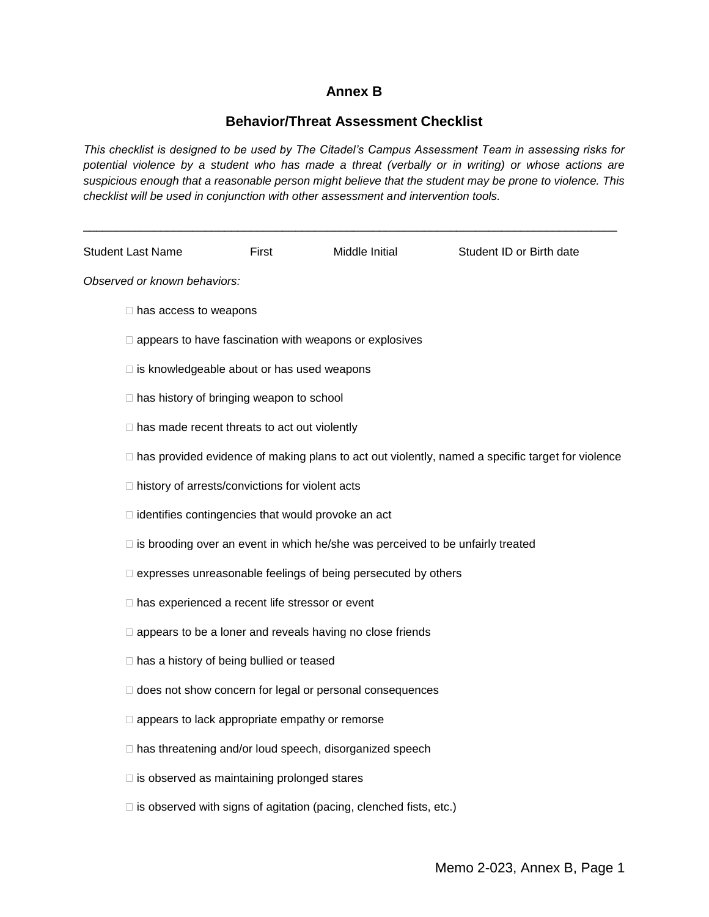## Annex B

## Behavior/Threat Assessment Checklist

*This checklist is designed to be used by The Citadel's Campus Assessment Team in assessing risks for potential violence by a student who has made a threat (verbally or in writing) or whose actions are suspicious enough that a reasonable person might believe that the student may be prone to violence. This checklist will be used in conjunction with other assessment and intervention tools.*

\_\_\_\_\_\_\_\_\_\_\_\_\_\_\_\_\_\_\_\_\_\_\_\_\_\_\_\_\_\_\_\_\_\_\_\_\_\_\_\_\_\_\_\_\_\_\_\_\_\_\_\_\_\_\_\_\_\_\_\_\_\_\_\_\_\_\_\_\_\_\_\_\_\_\_\_

Student Last Name First Middle Initial Student ID or Birth date

*Observed or known behaviors:*

- ☐ has access to weapons
- ☐ appears to have fascination with weapons or explosives
- ☐ is knowledgeable about or has used weapons
- ☐ has history of bringing weapon to school
- ☐ has made recent threats to act out violently
- ☐ has provided evidence of making plans to act out violently, named a specific target for violence
- ☐ history of arrests/convictions for violent acts
- ☐ identifies contingencies that would provoke an act
- ☐ is brooding over an event in which he/she was perceived to be unfairly treated
- ☐ expresses unreasonable feelings of being persecuted by others
- ☐ has experienced a recent life stressor or event
- ☐ appears to be a loner and reveals having no close friends
- ☐ has a history of being bullied or teased
- ☐ does not show concern for legal or personal consequences
- ☐ appears to lack appropriate empathy or remorse
- ☐ has threatening and/or loud speech, disorganized speech
- ☐ is observed as maintaining prolonged stares
- ☐ is observed with signs of agitation (pacing, clenched fists, etc.)

Memo 2-023, Annex B, Page 1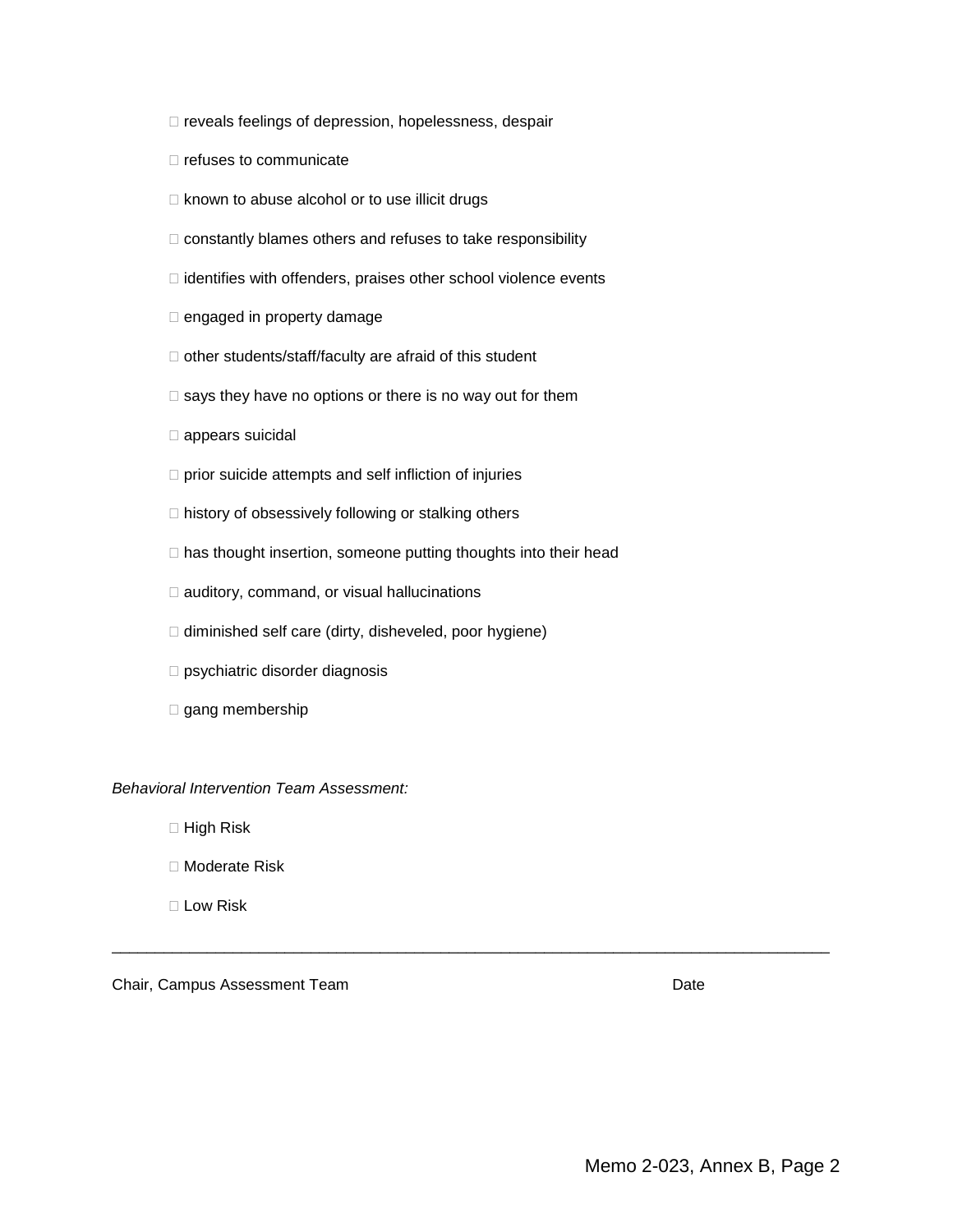- ☐ reveals feelings of depression, hopelessness, despair
- ☐ refuses to communicate
- ☐ known to abuse alcohol or to use illicit drugs
- ☐ constantly blames others and refuses to take responsibility
- ☐ identifies with offenders, praises other school violence events
- ☐ engaged in property damage
- ☐ other students/staff/faculty are afraid of this student
- ☐ says they have no options or there is no way out for them
- ☐ appears suicidal
- ☐ prior suicide attempts and self infliction of injuries
- ☐ history of obsessively following or stalking others
- ☐ has thought insertion, someone putting thoughts into their head
- ☐ auditory, command, or visual hallucinations
- ☐ diminished self care (dirty, disheveled, poor hygiene)
- ☐ psychiatric disorder diagnosis
- ☐ gang membership

*Behavioral Intervention Team Assessment:*

- ☐ High Risk
- ☐ Moderate Risk
- ☐ Low Risk

_______________________________________________________________________________

Chair, Campus Assessment Team                                                                Date

Memo 2-023, Annex B, Page 2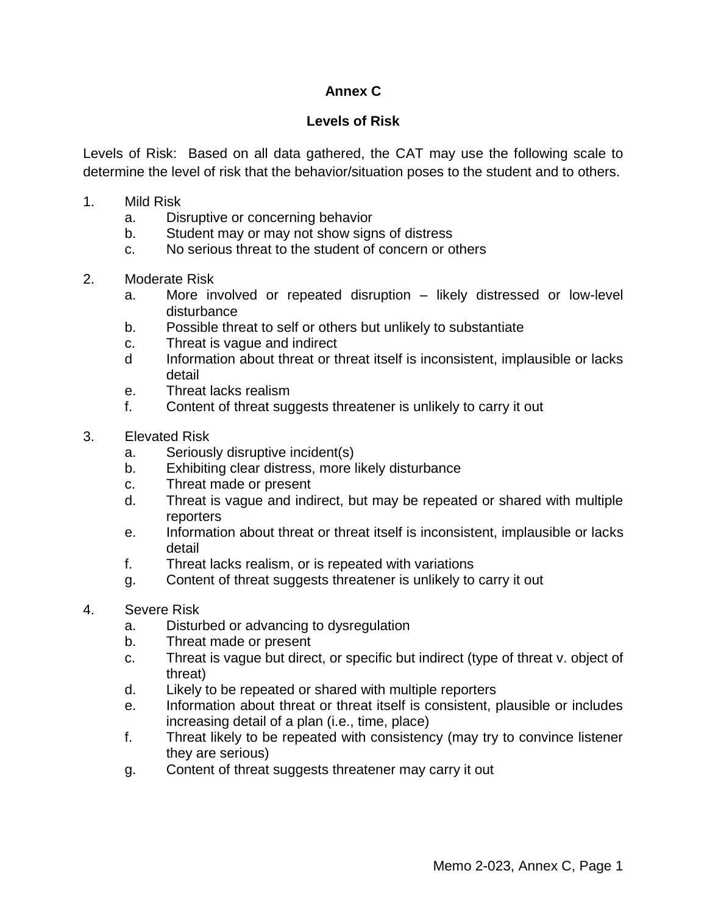**Annex C**

**Levels of Risk**

Levels of Risk: Based on all data gathered, the CAT may use the following scale to determine the level of risk that the behavior/situation poses to the student and to others.

1. Mild Risk
   a. Disruptive or concerning behavior
   b. Student may or may not show signs of distress
   c. No serious threat to the student of concern or others

2. Moderate Risk
   a. More involved or repeated disruption – likely distressed or low-level disturbance
   b. Possible threat to self or others but unlikely to substantiate
   c. Threat is vague and indirect
   d Information about threat or threat itself is inconsistent, implausible or lacks detail
   e. Threat lacks realism
   f. Content of threat suggests threatener is unlikely to carry it out

3. Elevated Risk
   a. Seriously disruptive incident(s)
   b. Exhibiting clear distress, more likely disturbance
   c. Threat made or present
   d. Threat is vague and indirect, but may be repeated or shared with multiple reporters
   e. Information about threat or threat itself is inconsistent, implausible or lacks detail
   f. Threat lacks realism, or is repeated with variations
   g. Content of threat suggests threatener is unlikely to carry it out

4. Severe Risk
   a. Disturbed or advancing to dysregulation
   b. Threat made or present
   c. Threat is vague but direct, or specific but indirect (type of threat v. object of threat)
   d. Likely to be repeated or shared with multiple reporters
   e. Information about threat or threat itself is consistent, plausible or includes increasing detail of a plan (i.e., time, place)
   f. Threat likely to be repeated with consistency (may try to convince listener they are serious)
   g. Content of threat suggests threatener may carry it out

Memo 2-023, Annex C, Page 1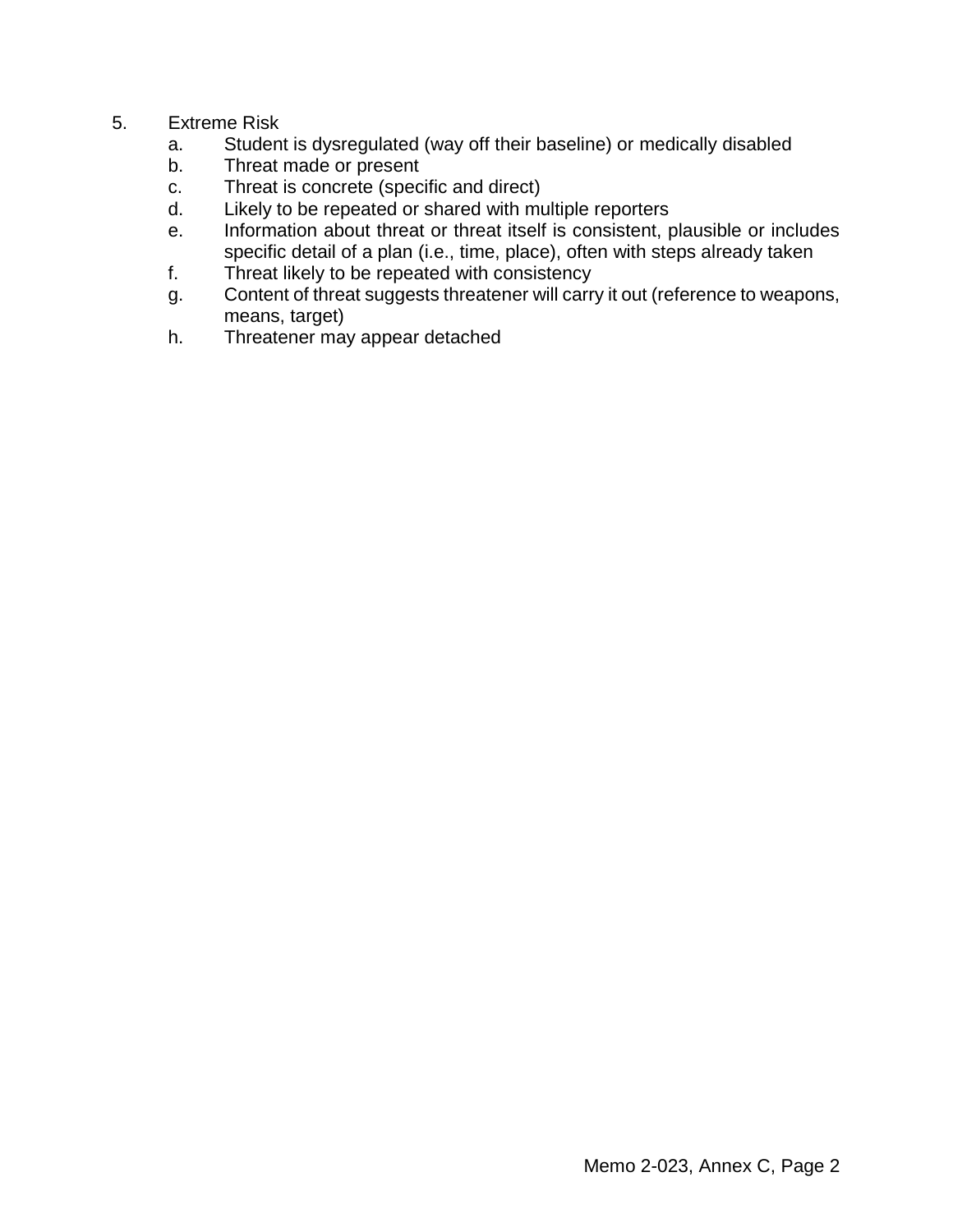5. Extreme Risk
   a. Student is dysregulated (way off their baseline) or medically disabled
   b. Threat made or present
   c. Threat is concrete (specific and direct)
   d. Likely to be repeated or shared with multiple reporters
   e. Information about threat or threat itself is consistent, plausible or includes specific detail of a plan (i.e., time, place), often with steps already taken
   f. Threat likely to be repeated with consistency
   g. Content of threat suggests threatener will carry it out (reference to weapons, means, target)
   h. Threatener may appear detached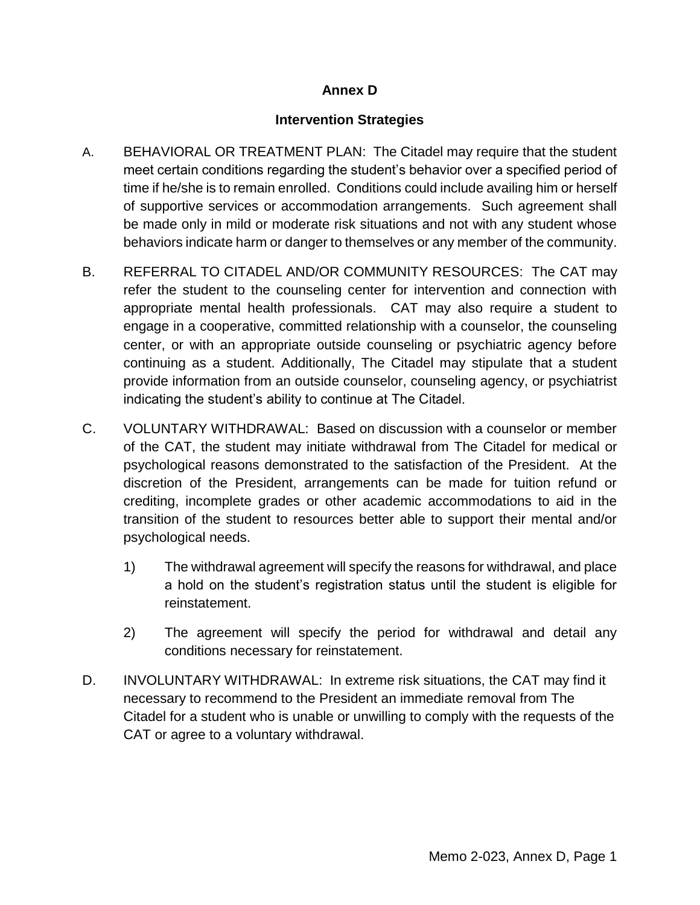# Annex D

## Intervention Strategies

A. BEHAVIORAL OR TREATMENT PLAN: The Citadel may require that the student meet certain conditions regarding the student's behavior over a specified period of time if he/she is to remain enrolled. Conditions could include availing him or herself of supportive services or accommodation arrangements. Such agreement shall be made only in mild or moderate risk situations and not with any student whose behaviors indicate harm or danger to themselves or any member of the community.

B. REFERRAL TO CITADEL AND/OR COMMUNITY RESOURCES: The CAT may refer the student to the counseling center for intervention and connection with appropriate mental health professionals. CAT may also require a student to engage in a cooperative, committed relationship with a counselor, the counseling center, or with an appropriate outside counseling or psychiatric agency before continuing as a student. Additionally, The Citadel may stipulate that a student provide information from an outside counselor, counseling agency, or psychiatrist indicating the student's ability to continue at The Citadel.

C. VOLUNTARY WITHDRAWAL: Based on discussion with a counselor or member of the CAT, the student may initiate withdrawal from The Citadel for medical or psychological reasons demonstrated to the satisfaction of the President. At the discretion of the President, arrangements can be made for tuition refund or crediting, incomplete grades or other academic accommodations to aid in the transition of the student to resources better able to support their mental and/or psychological needs.

   1) The withdrawal agreement will specify the reasons for withdrawal, and place a hold on the student's registration status until the student is eligible for reinstatement.

   2) The agreement will specify the period for withdrawal and detail any conditions necessary for reinstatement.

D. INVOLUNTARY WITHDRAWAL: In extreme risk situations, the CAT may find it necessary to recommend to the President an immediate removal from The Citadel for a student who is unable or unwilling to comply with the requests of the CAT or agree to a voluntary withdrawal.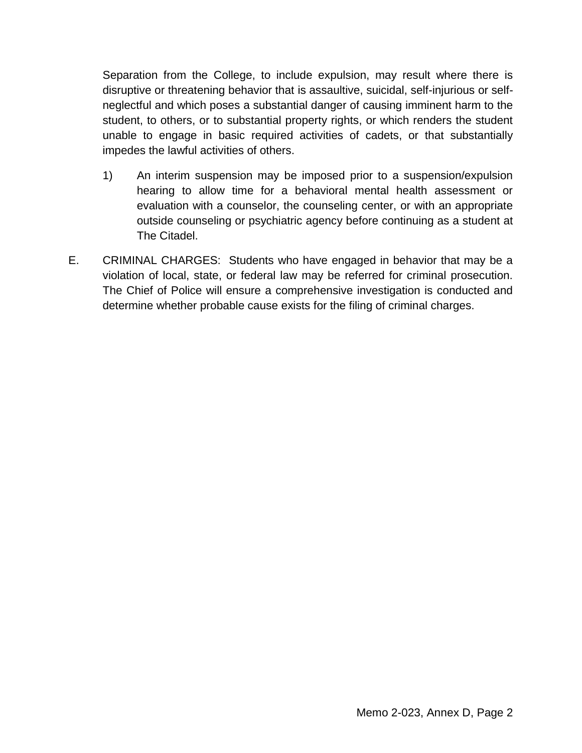Separation from the College, to include expulsion, may result where there is disruptive or threatening behavior that is assaultive, suicidal, self-injurious or self-neglectful and which poses a substantial danger of causing imminent harm to the student, to others, or to substantial property rights, or which renders the student unable to engage in basic required activities of cadets, or that substantially impedes the lawful activities of others.

1) An interim suspension may be imposed prior to a suspension/expulsion hearing to allow time for a behavioral mental health assessment or evaluation with a counselor, the counseling center, or with an appropriate outside counseling or psychiatric agency before continuing as a student at The Citadel.

E. CRIMINAL CHARGES: Students who have engaged in behavior that may be a violation of local, state, or federal law may be referred for criminal prosecution. The Chief of Police will ensure a comprehensive investigation is conducted and determine whether probable cause exists for the filing of criminal charges.